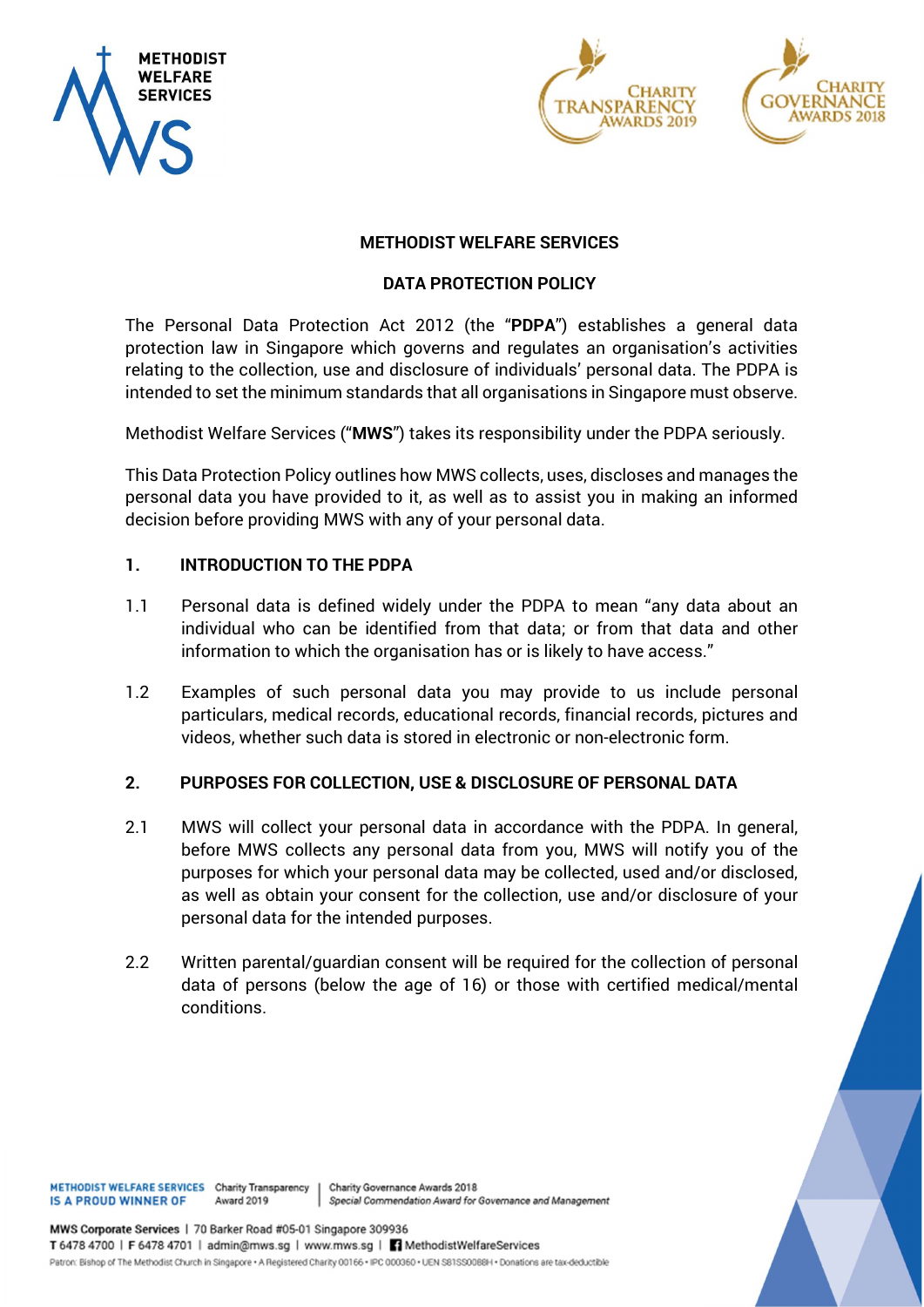# METHODIST WELFARE SERVICES

## DATA PROTECTION POLICY

The Personal Data Protection Act 2012 (the "**PDPA**") establishes a general data protection law in Singapore which governs and regulates an organisation's activities relating to the collection, use and disclosure of individuals' personal data. The PDPA is intended to set the minimum standards that all organisations in Singapore must observe.

Methodist Welfare Services ("**MWS**") takes its responsibility under the PDPA seriously.

This Data Protection Policy outlines how MWS collects, uses, discloses and manages the personal data you have provided to it, as well as to assist you in making an informed decision before providing MWS with any of your personal data.

### 1. INTRODUCTION TO THE PDPA

1.1 Personal data is defined widely under the PDPA to mean "any data about an individual who can be identified from that data; or from that data and other information to which the organisation has or is likely to have access."

1.2 Examples of such personal data you may provide to us include personal particulars, medical records, educational records, financial records, pictures and videos, whether such data is stored in electronic or non-electronic form.

### 2. PURPOSES FOR COLLECTION, USE & DISCLOSURE OF PERSONAL DATA

2.1 MWS will collect your personal data in accordance with the PDPA. In general, before MWS collects any personal data from you, MWS will notify you of the purposes for which your personal data may be collected, used and/or disclosed, as well as obtain your consent for the collection, use and/or disclosure of your personal data for the intended purposes.

2.2 Written parental/guardian consent will be required for the collection of personal data of persons (below the age of 16) or those with certified medical/mental conditions.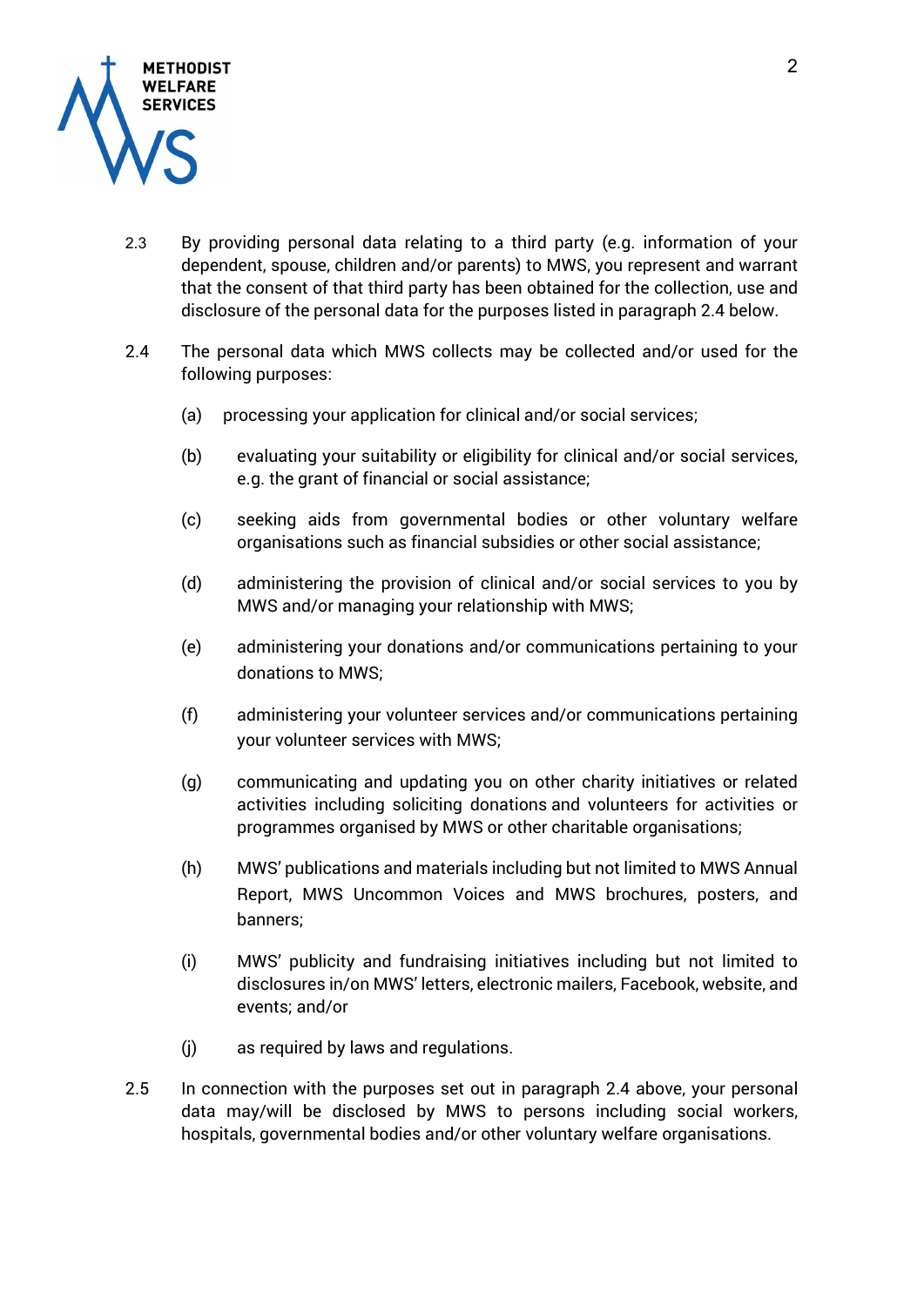2.3 By providing personal data relating to a third party (e.g. information of your dependent, spouse, children and/or parents) to MWS, you represent and warrant that the consent of that third party has been obtained for the collection, use and disclosure of the personal data for the purposes listed in paragraph 2.4 below.

2.4 The personal data which MWS collects may be collected and/or used for the following purposes:

(a) processing your application for clinical and/or social services;

(b) evaluating your suitability or eligibility for clinical and/or social services, e.g. the grant of financial or social assistance;

(c) seeking aids from governmental bodies or other voluntary welfare organisations such as financial subsidies or other social assistance;

(d) administering the provision of clinical and/or social services to you by MWS and/or managing your relationship with MWS;

(e) administering your donations and/or communications pertaining to your donations to MWS;

(f) administering your volunteer services and/or communications pertaining your volunteer services with MWS;

(g) communicating and updating you on other charity initiatives or related activities including soliciting donations and volunteers for activities or programmes organised by MWS or other charitable organisations;

(h) MWS' publications and materials including but not limited to MWS Annual Report, MWS Uncommon Voices and MWS brochures, posters, and banners;

(i) MWS' publicity and fundraising initiatives including but not limited to disclosures in/on MWS' letters, electronic mailers, Facebook, website, and events; and/or

(j) as required by laws and regulations.

2.5 In connection with the purposes set out in paragraph 2.4 above, your personal data may/will be disclosed by MWS to persons including social workers, hospitals, governmental bodies and/or other voluntary welfare organisations.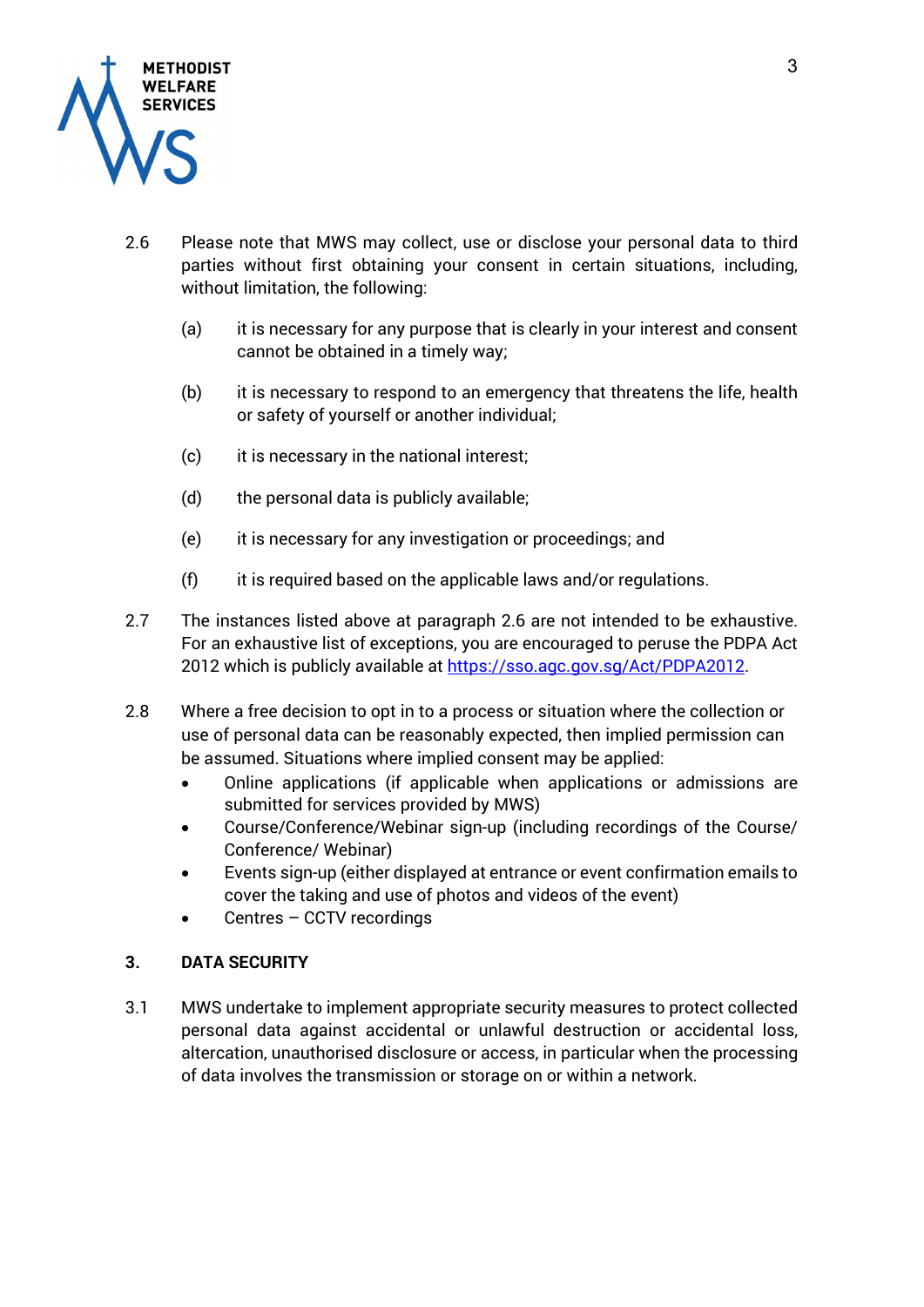2.6 Please note that MWS may collect, use or disclose your personal data to third parties without first obtaining your consent in certain situations, including, without limitation, the following:

(a) it is necessary for any purpose that is clearly in your interest and consent cannot be obtained in a timely way;

(b) it is necessary to respond to an emergency that threatens the life, health or safety of yourself or another individual;

(c) it is necessary in the national interest;

(d) the personal data is publicly available;

(e) it is necessary for any investigation or proceedings; and

(f) it is required based on the applicable laws and/or regulations.

2.7 The instances listed above at paragraph 2.6 are not intended to be exhaustive. For an exhaustive list of exceptions, you are encouraged to peruse the PDPA Act 2012 which is publicly available at [https://sso.agc.gov.sg/Act/PDPA2012](https://sso.agc.gov.sg/Act/PDPA2012).

2.8 Where a free decision to opt in to a process or situation where the collection or use of personal data can be reasonably expected, then implied permission can be assumed. Situations where implied consent may be applied:

- Online applications (if applicable when applications or admissions are submitted for services provided by MWS)
- Course/Conference/Webinar sign-up (including recordings of the Course/ Conference/ Webinar)
- Events sign-up (either displayed at entrance or event confirmation emails to cover the taking and use of photos and videos of the event)
- Centres – CCTV recordings

## 3. DATA SECURITY

3.1 MWS undertake to implement appropriate security measures to protect collected personal data against accidental or unlawful destruction or accidental loss, altercation, unauthorised disclosure or access, in particular when the processing of data involves the transmission or storage on or within a network.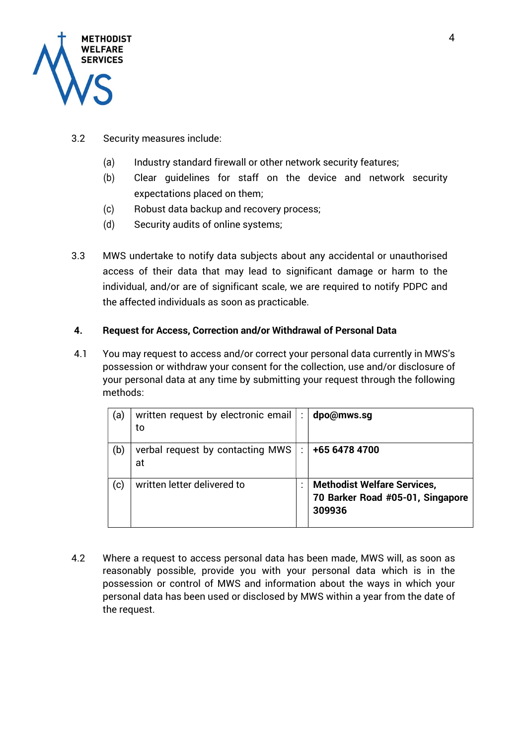3.2 Security measures include:

(a) Industry standard firewall or other network security features;
(b) Clear guidelines for staff on the device and network security expectations placed on them;
(c) Robust data backup and recovery process;
(d) Security audits of online systems;

3.3 MWS undertake to notify data subjects about any accidental or unauthorised access of their data that may lead to significant damage or harm to the individual, and/or are of significant scale, we are required to notify PDPC and the affected individuals as soon as practicable.

## 4. Request for Access, Correction and/or Withdrawal of Personal Data

4.1 You may request to access and/or correct your personal data currently in MWS's possession or withdraw your consent for the collection, use and/or disclosure of your personal data at any time by submitting your request through the following methods:

| | | | |
|---|---|---|---|
| (a) | written request by electronic email to | : | **dpo@mws.sg** |
| (b) | verbal request by contacting MWS at | : | **+65 6478 4700** |
| (c) | written letter delivered to | : | **Methodist Welfare Services, 70 Barker Road #05-01, Singapore 309936** |

4.2 Where a request to access personal data has been made, MWS will, as soon as reasonably possible, provide you with your personal data which is in the possession or control of MWS and information about the ways in which your personal data has been used or disclosed by MWS within a year from the date of the request.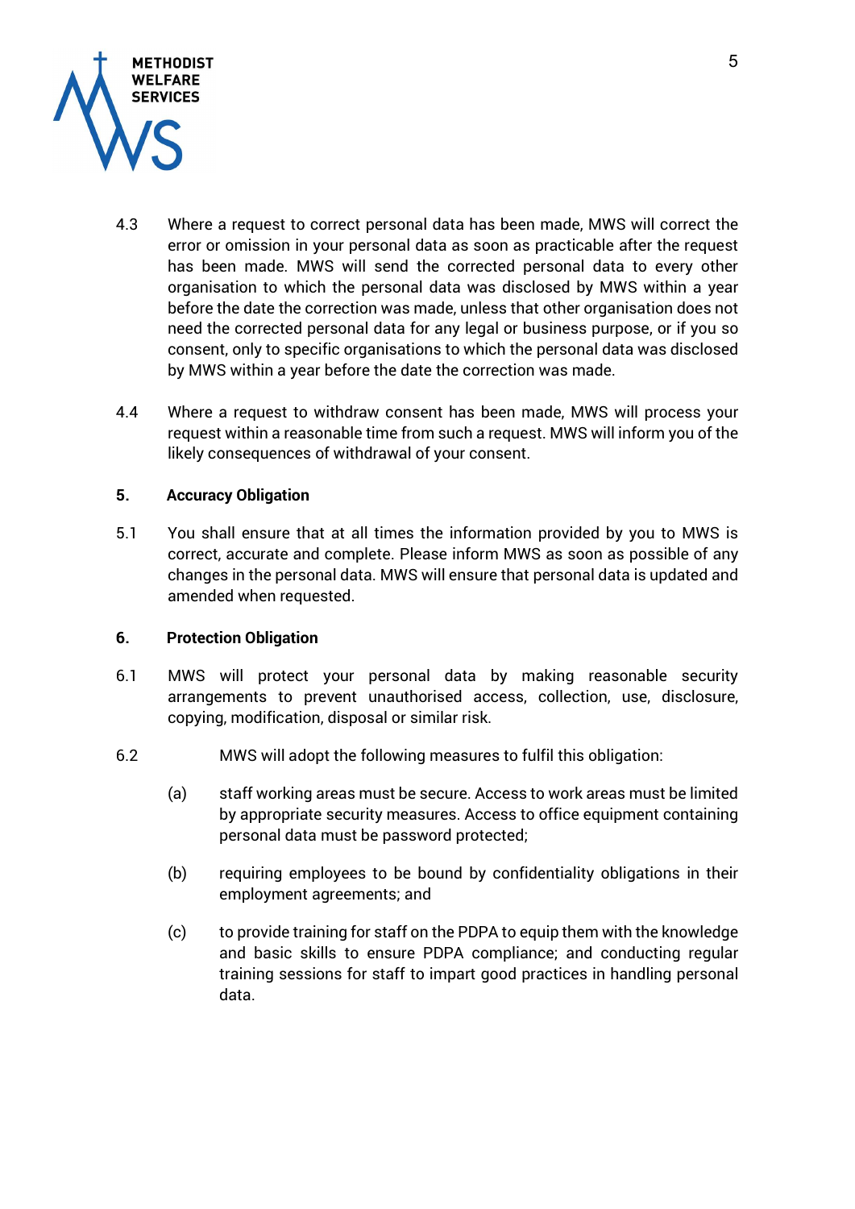4.3 Where a request to correct personal data has been made, MWS will correct the error or omission in your personal data as soon as practicable after the request has been made. MWS will send the corrected personal data to every other organisation to which the personal data was disclosed by MWS within a year before the date the correction was made, unless that other organisation does not need the corrected personal data for any legal or business purpose, or if you so consent, only to specific organisations to which the personal data was disclosed by MWS within a year before the date the correction was made.

4.4 Where a request to withdraw consent has been made, MWS will process your request within a reasonable time from such a request. MWS will inform you of the likely consequences of withdrawal of your consent.

## 5. Accuracy Obligation

5.1 You shall ensure that at all times the information provided by you to MWS is correct, accurate and complete. Please inform MWS as soon as possible of any changes in the personal data. MWS will ensure that personal data is updated and amended when requested.

## 6. Protection Obligation

6.1 MWS will protect your personal data by making reasonable security arrangements to prevent unauthorised access, collection, use, disclosure, copying, modification, disposal or similar risk.

6.2 MWS will adopt the following measures to fulfil this obligation:

(a) staff working areas must be secure. Access to work areas must be limited by appropriate security measures. Access to office equipment containing personal data must be password protected;

(b) requiring employees to be bound by confidentiality obligations in their employment agreements; and

(c) to provide training for staff on the PDPA to equip them with the knowledge and basic skills to ensure PDPA compliance; and conducting regular training sessions for staff to impart good practices in handling personal data.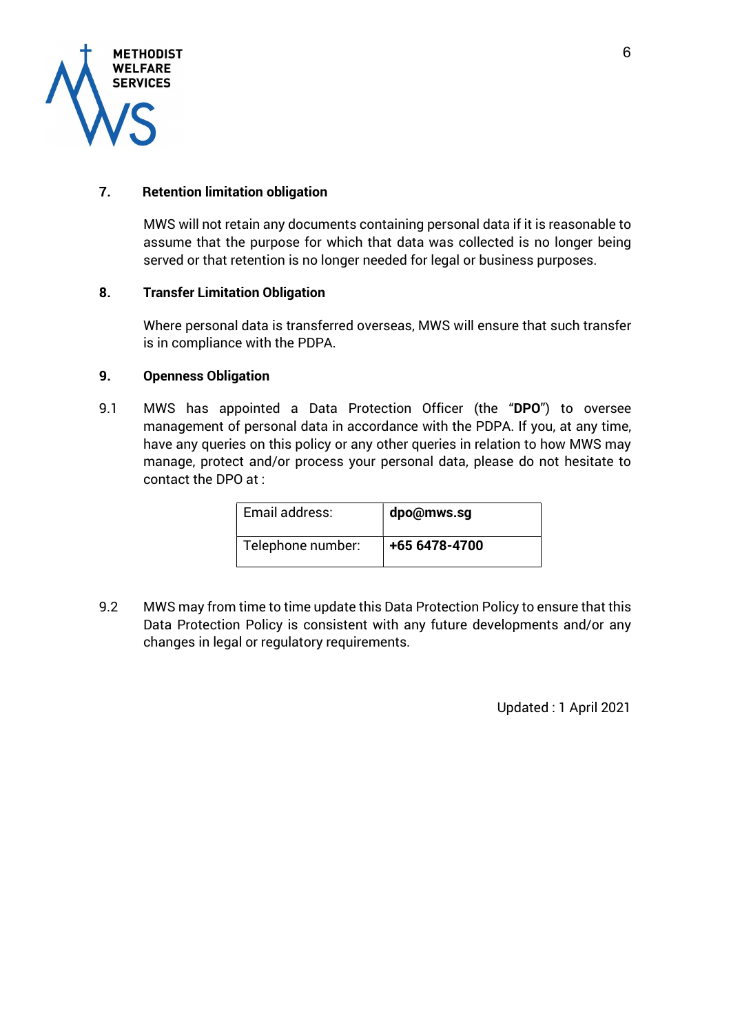## 7. Retention limitation obligation

MWS will not retain any documents containing personal data if it is reasonable to assume that the purpose for which that data was collected is no longer being served or that retention is no longer needed for legal or business purposes.

## 8. Transfer Limitation Obligation

Where personal data is transferred overseas, MWS will ensure that such transfer is in compliance with the PDPA.

## 9. Openness Obligation

9.1 MWS has appointed a Data Protection Officer (the "**DPO**") to oversee management of personal data in accordance with the PDPA. If you, at any time, have any queries on this policy or any other queries in relation to how MWS may manage, protect and/or process your personal data, please do not hesitate to contact the DPO at :

| | |
|---|---|
| Email address: | **dpo@mws.sg** |
| Telephone number: | **+65 6478-4700** |

9.2 MWS may from time to time update this Data Protection Policy to ensure that this Data Protection Policy is consistent with any future developments and/or any changes in legal or regulatory requirements.

Updated : 1 April 2021